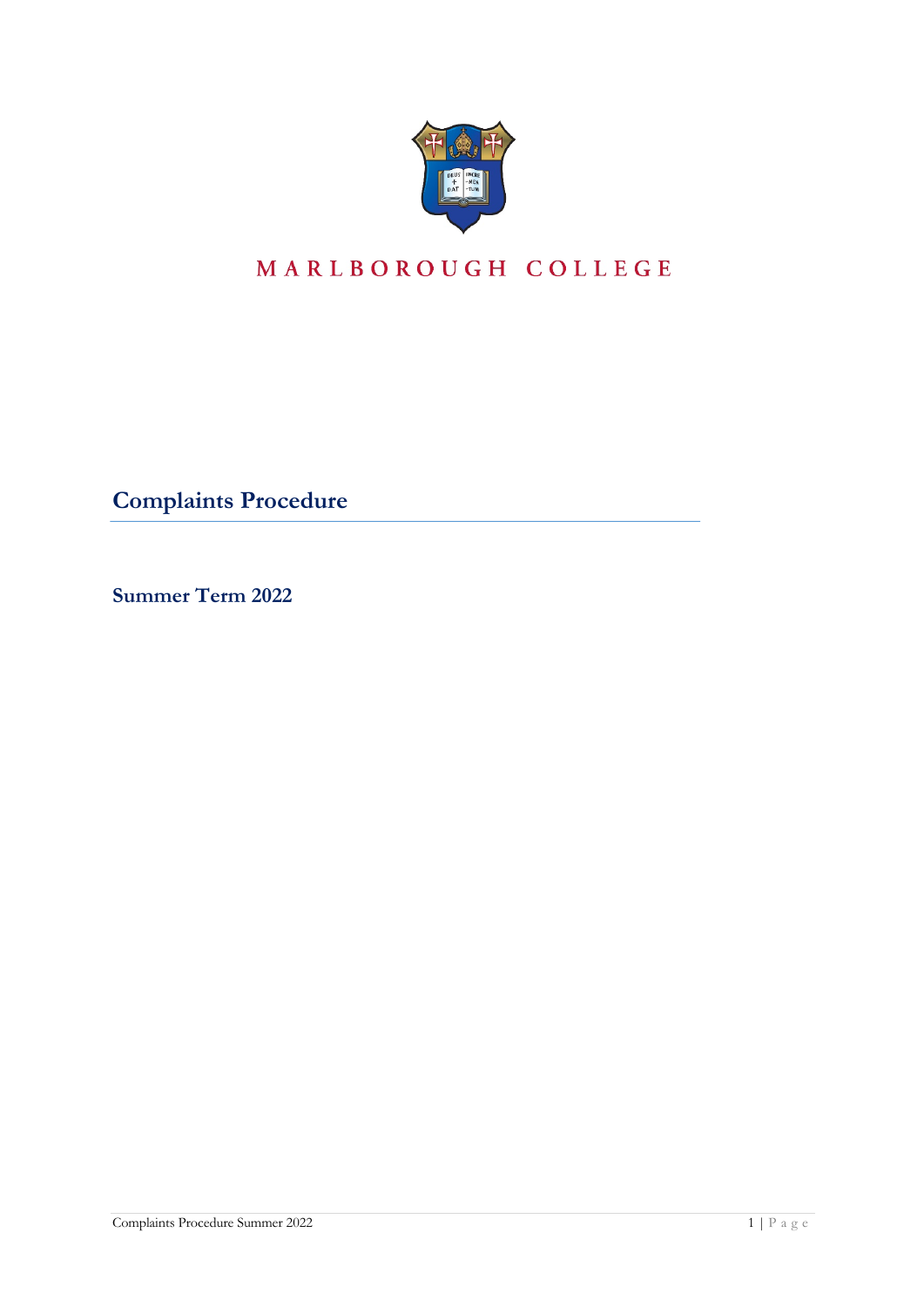MARLBOROUGH COLLEGE

# Complaints Procedure

## Summer Term 2022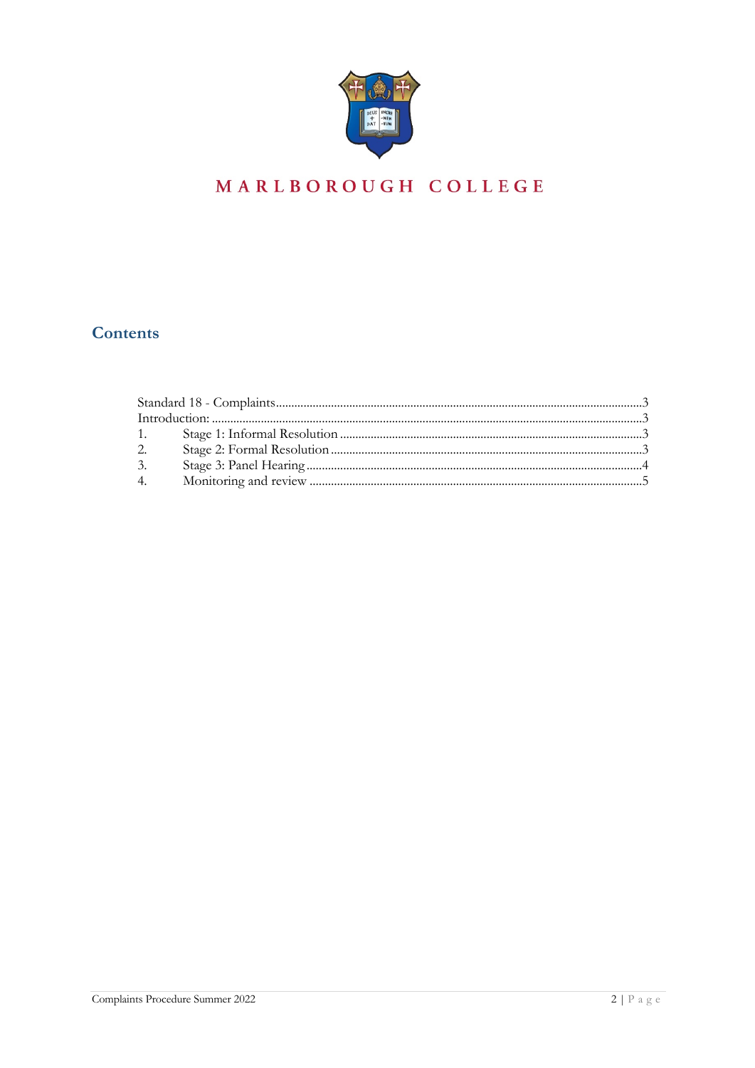MARLBOROUGH COLLEGE

## Contents

Standard 18 - Complaints .......... 3
Introduction: .......... 3
1. Stage 1: Informal Resolution .......... 3
2. Stage 2: Formal Resolution .......... 3
3. Stage 3: Panel Hearing .......... 4
4. Monitoring and review .......... 5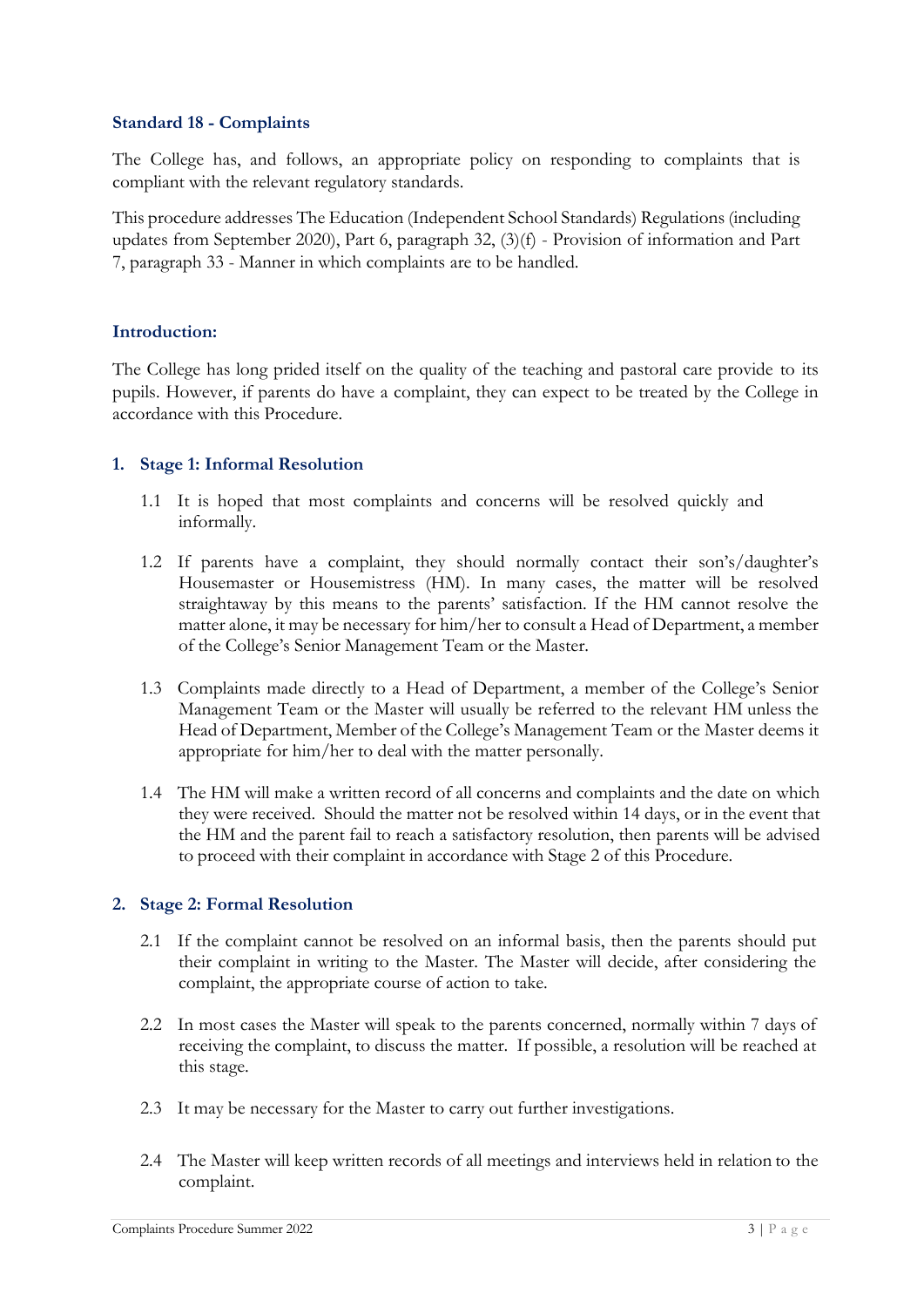### Standard 18 - Complaints

The College has, and follows, an appropriate policy on responding to complaints that is compliant with the relevant regulatory standards.

This procedure addresses The Education (Independent School Standards) Regulations (including updates from September 2020), Part 6, paragraph 32, (3)(f) - Provision of information and Part 7, paragraph 33 - Manner in which complaints are to be handled.

### Introduction:

The College has long prided itself on the quality of the teaching and pastoral care provide to its pupils. However, if parents do have a complaint, they can expect to be treated by the College in accordance with this Procedure.

### 1. Stage 1: Informal Resolution

1.1 It is hoped that most complaints and concerns will be resolved quickly and informally.

1.2 If parents have a complaint, they should normally contact their son's/daughter's Housemaster or Housemistress (HM). In many cases, the matter will be resolved straightaway by this means to the parents' satisfaction. If the HM cannot resolve the matter alone, it may be necessary for him/her to consult a Head of Department, a member of the College's Senior Management Team or the Master.

1.3 Complaints made directly to a Head of Department, a member of the College's Senior Management Team or the Master will usually be referred to the relevant HM unless the Head of Department, Member of the College's Management Team or the Master deems it appropriate for him/her to deal with the matter personally.

1.4 The HM will make a written record of all concerns and complaints and the date on which they were received. Should the matter not be resolved within 14 days, or in the event that the HM and the parent fail to reach a satisfactory resolution, then parents will be advised to proceed with their complaint in accordance with Stage 2 of this Procedure.

### 2. Stage 2: Formal Resolution

2.1 If the complaint cannot be resolved on an informal basis, then the parents should put their complaint in writing to the Master. The Master will decide, after considering the complaint, the appropriate course of action to take.

2.2 In most cases the Master will speak to the parents concerned, normally within 7 days of receiving the complaint, to discuss the matter. If possible, a resolution will be reached at this stage.

2.3 It may be necessary for the Master to carry out further investigations.

2.4 The Master will keep written records of all meetings and interviews held in relation to the complaint.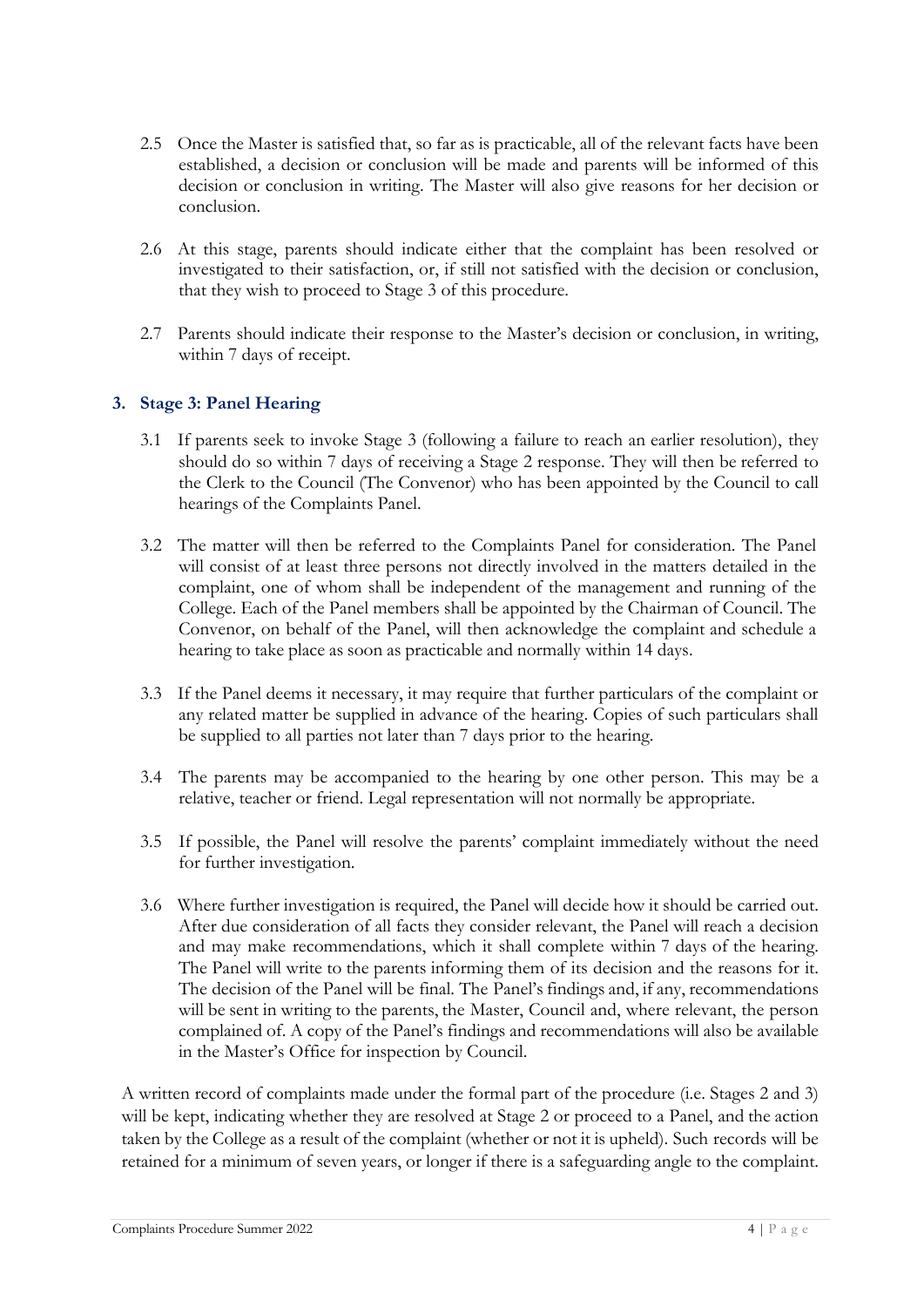2.5 Once the Master is satisfied that, so far as is practicable, all of the relevant facts have been established, a decision or conclusion will be made and parents will be informed of this decision or conclusion in writing. The Master will also give reasons for her decision or conclusion.

2.6 At this stage, parents should indicate either that the complaint has been resolved or investigated to their satisfaction, or, if still not satisfied with the decision or conclusion, that they wish to proceed to Stage 3 of this procedure.

2.7 Parents should indicate their response to the Master's decision or conclusion, in writing, within 7 days of receipt.

## 3. Stage 3: Panel Hearing

3.1 If parents seek to invoke Stage 3 (following a failure to reach an earlier resolution), they should do so within 7 days of receiving a Stage 2 response. They will then be referred to the Clerk to the Council (The Convenor) who has been appointed by the Council to call hearings of the Complaints Panel.

3.2 The matter will then be referred to the Complaints Panel for consideration. The Panel will consist of at least three persons not directly involved in the matters detailed in the complaint, one of whom shall be independent of the management and running of the College. Each of the Panel members shall be appointed by the Chairman of Council. The Convenor, on behalf of the Panel, will then acknowledge the complaint and schedule a hearing to take place as soon as practicable and normally within 14 days.

3.3 If the Panel deems it necessary, it may require that further particulars of the complaint or any related matter be supplied in advance of the hearing. Copies of such particulars shall be supplied to all parties not later than 7 days prior to the hearing.

3.4 The parents may be accompanied to the hearing by one other person. This may be a relative, teacher or friend. Legal representation will not normally be appropriate.

3.5 If possible, the Panel will resolve the parents' complaint immediately without the need for further investigation.

3.6 Where further investigation is required, the Panel will decide how it should be carried out. After due consideration of all facts they consider relevant, the Panel will reach a decision and may make recommendations, which it shall complete within 7 days of the hearing. The Panel will write to the parents informing them of its decision and the reasons for it. The decision of the Panel will be final. The Panel's findings and, if any, recommendations will be sent in writing to the parents, the Master, Council and, where relevant, the person complained of. A copy of the Panel's findings and recommendations will also be available in the Master's Office for inspection by Council.

A written record of complaints made under the formal part of the procedure (i.e. Stages 2 and 3) will be kept, indicating whether they are resolved at Stage 2 or proceed to a Panel, and the action taken by the College as a result of the complaint (whether or not it is upheld). Such records will be retained for a minimum of seven years, or longer if there is a safeguarding angle to the complaint.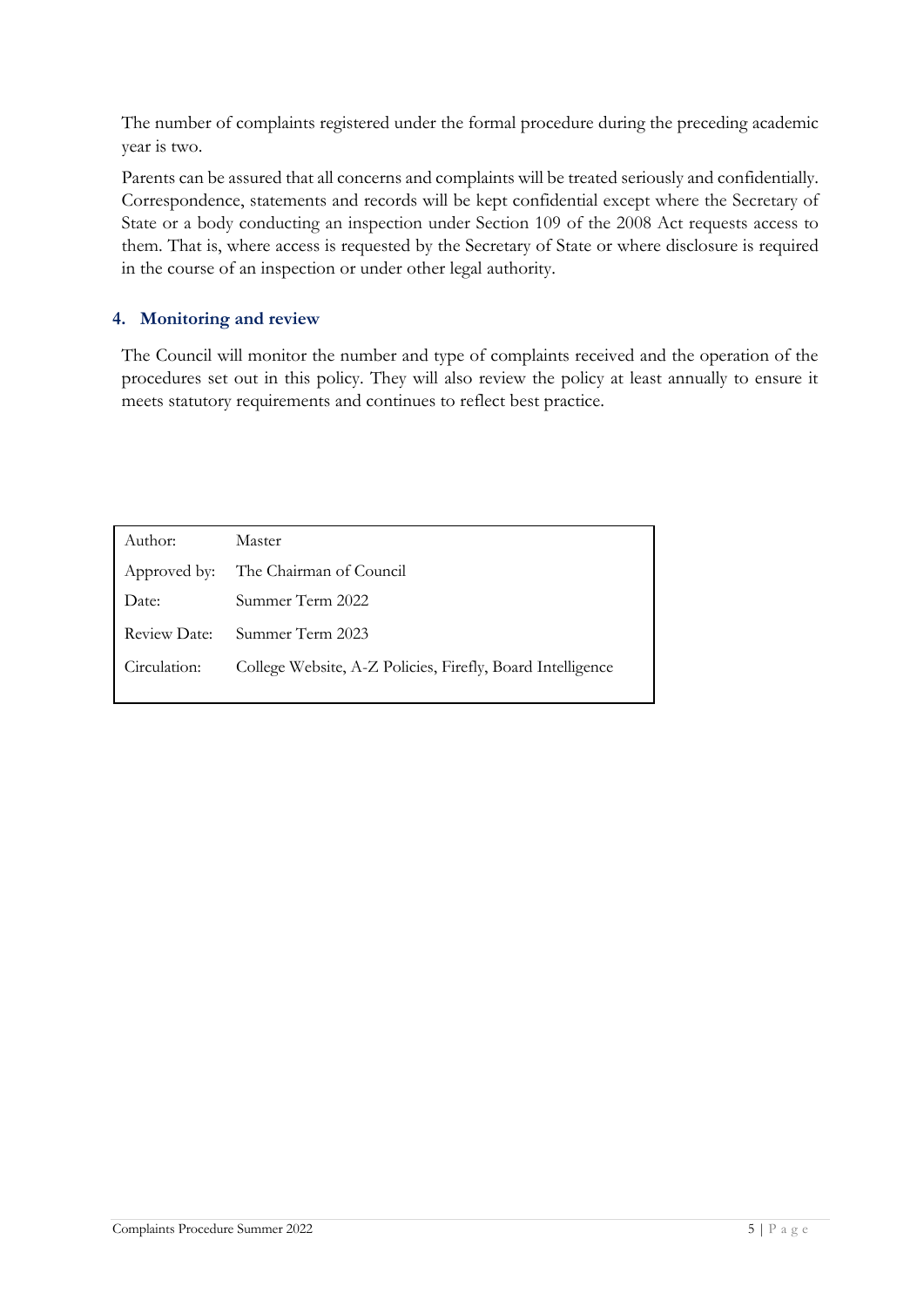The number of complaints registered under the formal procedure during the preceding academic year is two.

Parents can be assured that all concerns and complaints will be treated seriously and confidentially. Correspondence, statements and records will be kept confidential except where the Secretary of State or a body conducting an inspection under Section 109 of the 2008 Act requests access to them. That is, where access is requested by the Secretary of State or where disclosure is required in the course of an inspection or under other legal authority.

## 4. Monitoring and review

The Council will monitor the number and type of complaints received and the operation of the procedures set out in this policy. They will also review the policy at least annually to ensure it meets statutory requirements and continues to reflect best practice.

| | |
|---|---|
| Author: | Master |
| Approved by: | The Chairman of Council |
| Date: | Summer Term 2022 |
| Review Date: | Summer Term 2023 |
| Circulation: | College Website, A-Z Policies, Firefly, Board Intelligence |